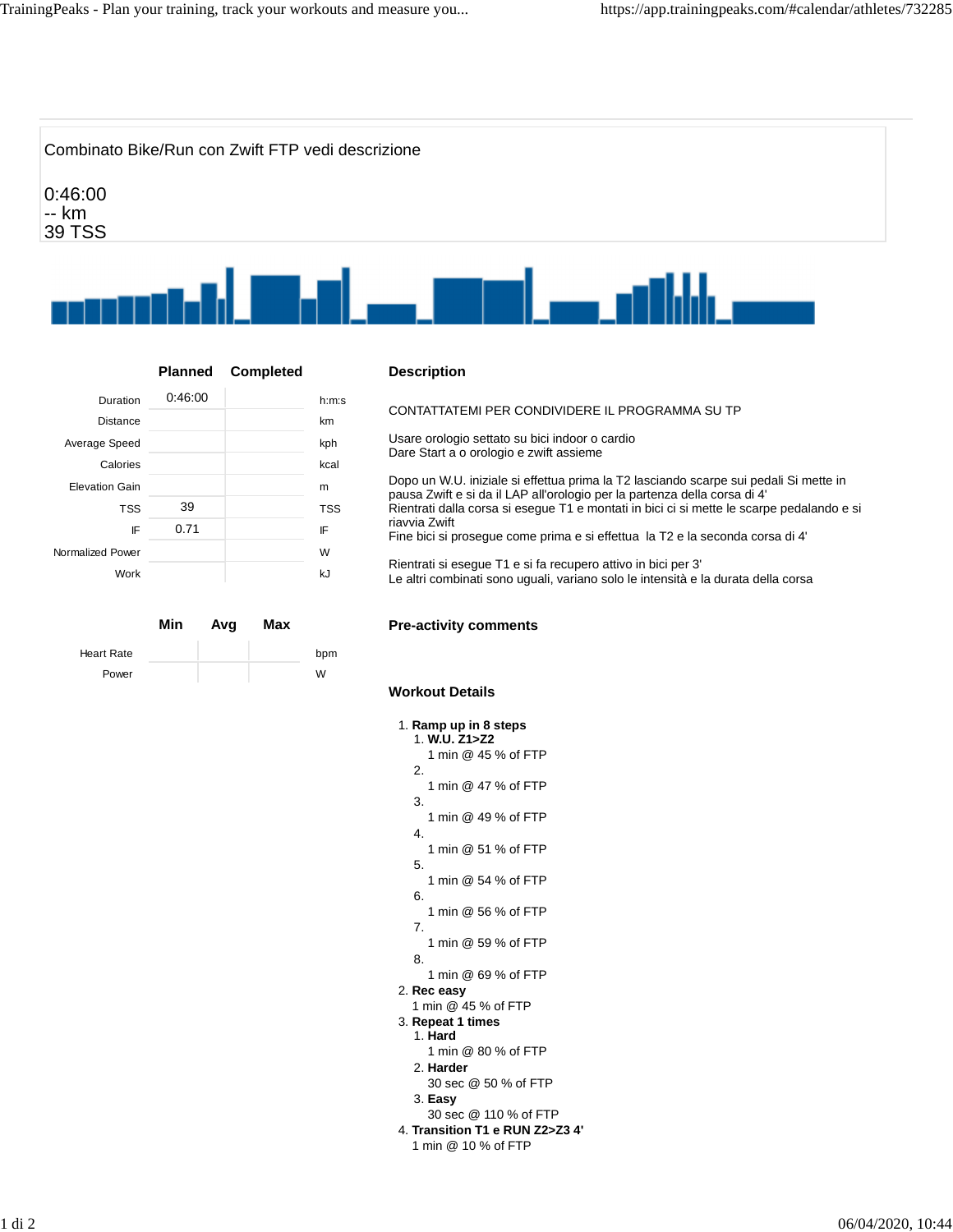# Combinato Bike/Run con Zwift FTP vedi descrizione

0:46:00
-- km
39 TSS

| | Planned | Completed | |
|---|---|---|---|
| Duration | 0:46:00 | | h:m:s |
| Distance | | | km |
| Average Speed | | | kph |
| Calories | | | kcal |
| Elevation Gain | | | m |
| TSS | 39 | | TSS |
| IF | 0.71 | | IF |
| Normalized Power | | | W |
| Work | | | kJ |

| | Min | Avg | Max | |
|---|---|---|---|---|
| Heart Rate | | | | bpm |
| Power | | | | W |

## Description

CONTATTATEMI PER CONDIVIDERE IL PROGRAMMA SU TP

Usare orologio settato su bici indoor o cardio
Dare Start a o orologio e zwift assieme

Dopo un W.U. iniziale si effettua prima la T2 lasciando scarpe sui pedali Si mette in pausa Zwift e si da il LAP all'orologio per la partenza della corsa di 4'
Rientrati dalla corsa si esegue T1 e montati in bici ci si mette le scarpe pedalando e si riavvia Zwift
Fine bici si prosegue come prima e si effettua la T2 e la seconda corsa di 4'

Rientrati si esegue T1 e si fa recupero attivo in bici per 3'
Le altri combinati sono uguali, variano solo le intensità e la durata della corsa

## Pre-activity comments

## Workout Details

1. **Ramp up in 8 steps**
   1. **W.U. Z1>Z2**
      1 min @ 45 % of FTP
   2. 
      1 min @ 47 % of FTP
   3. 
      1 min @ 49 % of FTP
   4. 
      1 min @ 51 % of FTP
   5. 
      1 min @ 54 % of FTP
   6. 
      1 min @ 56 % of FTP
   7. 
      1 min @ 59 % of FTP
   8. 
      1 min @ 69 % of FTP
2. **Rec easy**
   1 min @ 45 % of FTP
3. **Repeat 1 times**
   1. **Hard**
      1 min @ 80 % of FTP
   2. **Harder**
      30 sec @ 50 % of FTP
   3. **Easy**
      30 sec @ 110 % of FTP
4. **Transition T1 e RUN Z2>Z3 4'**
   1 min @ 10 % of FTP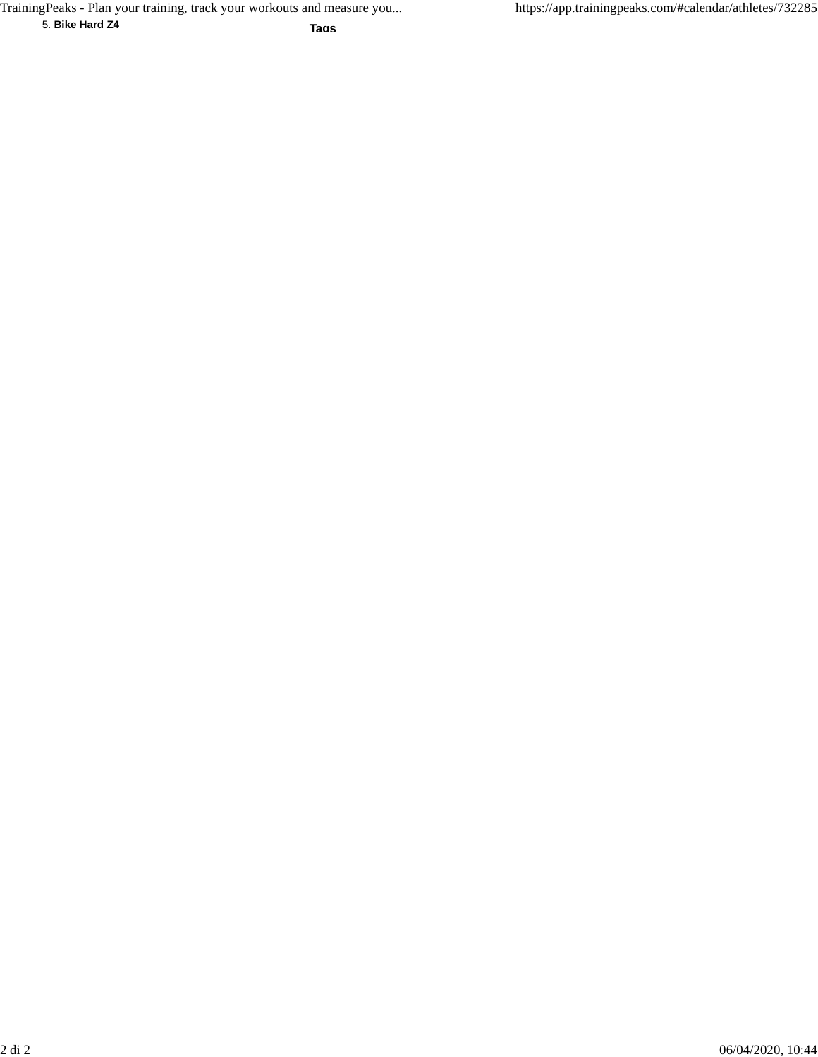5. **Bike Hard Z4**

**Tags**